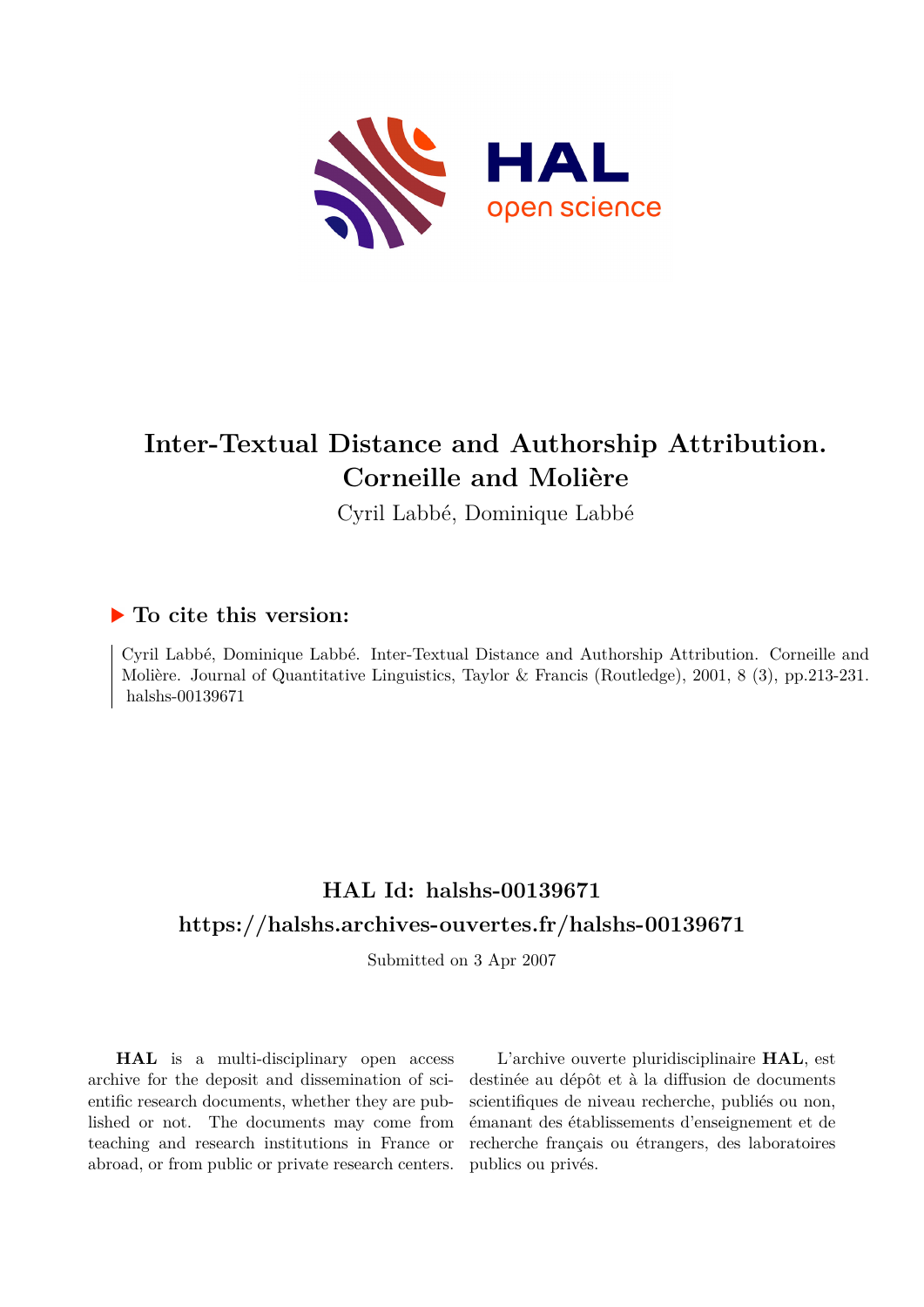# Inter-Textual Distance and Authorship Attribution. Corneille and Molière

Cyril Labbé, Dominique Labbé

## ▶ To cite this version:

Cyril Labbé, Dominique Labbé. Inter-Textual Distance and Authorship Attribution. Corneille and Molière. Journal of Quantitative Linguistics, Taylor & Francis (Routledge), 2001, 8 (3), pp.213-231. halshs-00139671

## HAL Id: halshs-00139671

## https://halshs.archives-ouvertes.fr/halshs-00139671

Submitted on 3 Apr 2007

**HAL** is a multi-disciplinary open access archive for the deposit and dissemination of scientific research documents, whether they are published or not. The documents may come from teaching and research institutions in France or abroad, or from public or private research centers.

L'archive ouverte pluridisciplinaire **HAL**, est destinée au dépôt et à la diffusion de documents scientifiques de niveau recherche, publiés ou non, émanant des établissements d'enseignement et de recherche français ou étrangers, des laboratoires publics ou privés.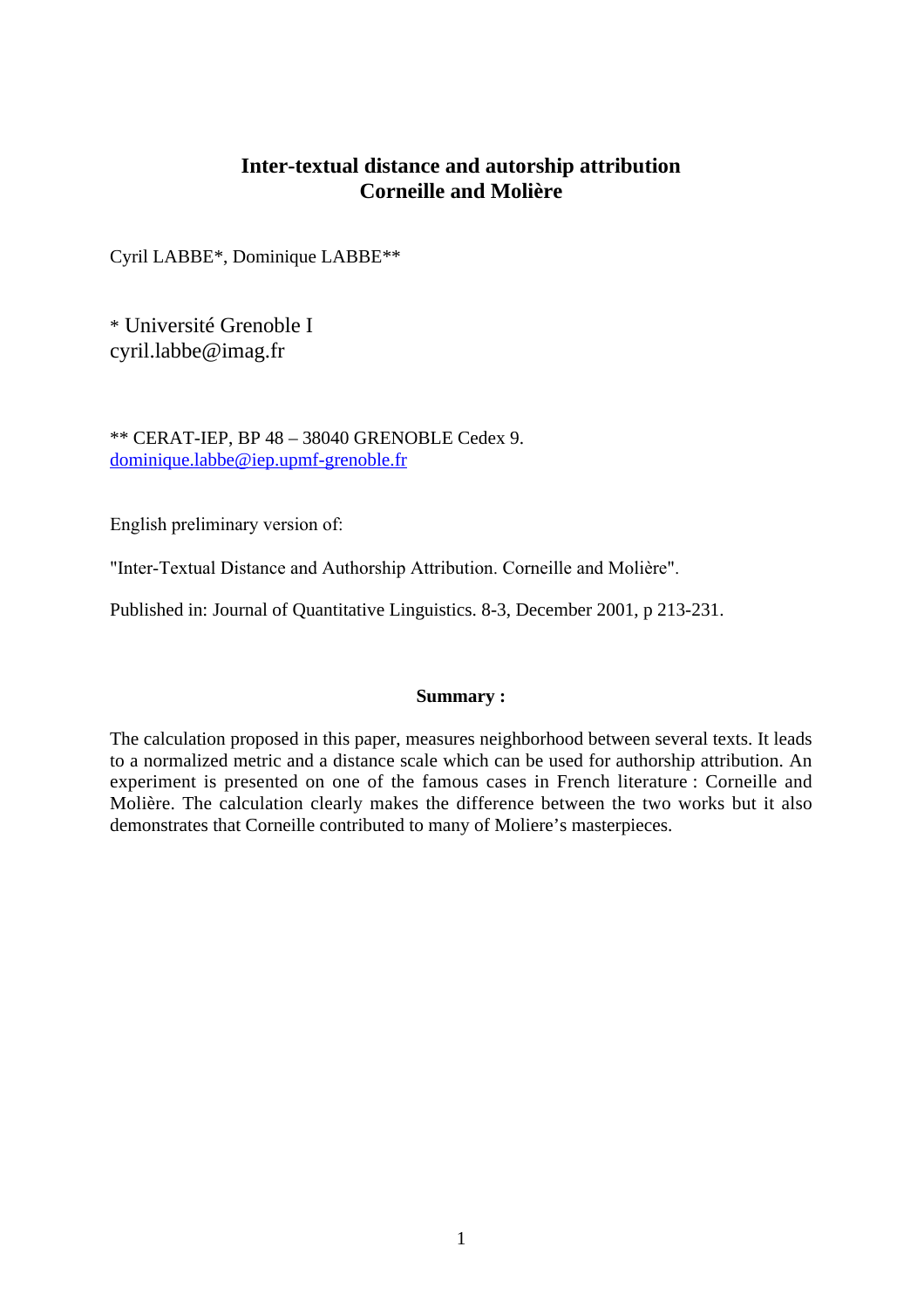# Inter-textual distance and autorship attribution
# Corneille and Molière

Cyril LABBE*, Dominique LABBE**

\* Université Grenoble I
cyril.labbe@imag.fr

** CERAT-IEP, BP 48 – 38040 GRENOBLE Cedex 9.
dominique.labbe@iep.upmf-grenoble.fr

English preliminary version of:

"Inter-Textual Distance and Authorship Attribution. Corneille and Molière".

Published in: Journal of Quantitative Linguistics. 8-3, December 2001, p 213-231.

**Summary :**

The calculation proposed in this paper, measures neighborhood between several texts. It leads to a normalized metric and a distance scale which can be used for authorship attribution. An experiment is presented on one of the famous cases in French literature : Corneille and Molière. The calculation clearly makes the difference between the two works but it also demonstrates that Corneille contributed to many of Moliere's masterpieces.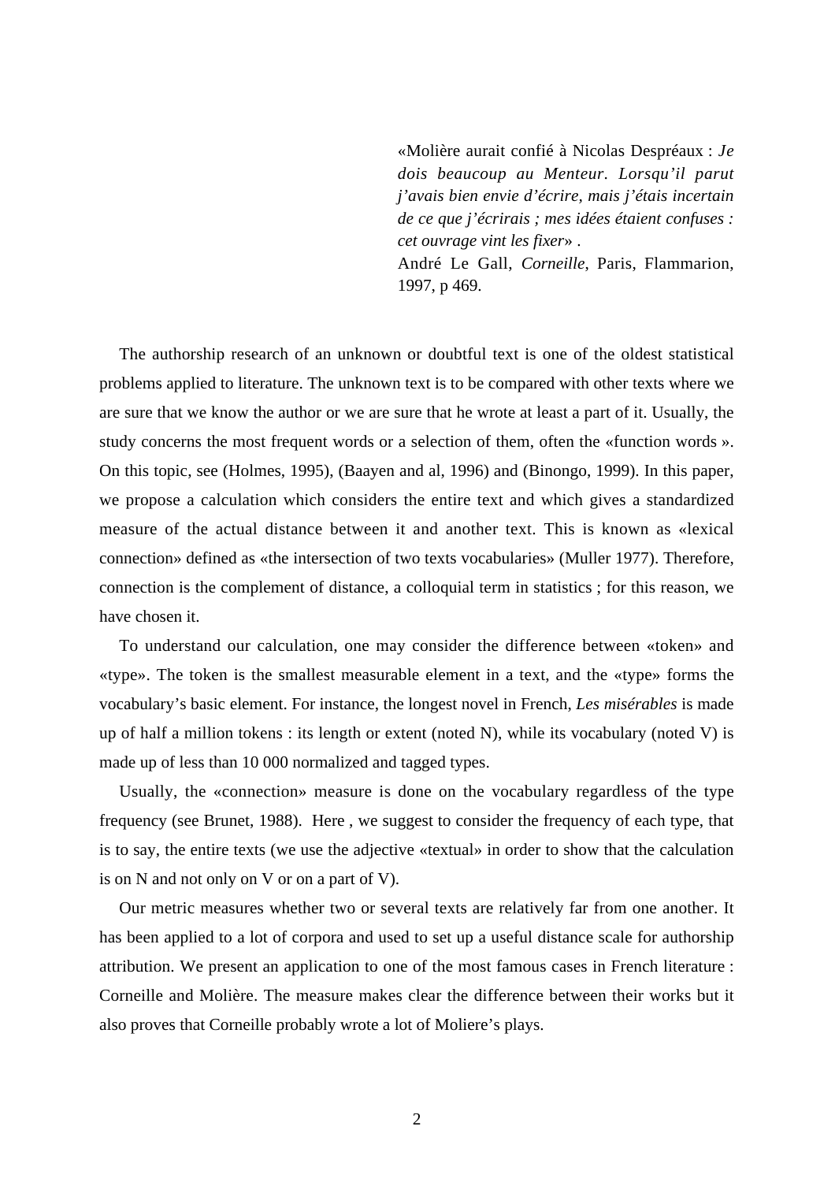«Molière aurait confié à Nicolas Despréaux : *Je dois beaucoup au Menteur. Lorsqu'il parut j'avais bien envie d'écrire, mais j'étais incertain de ce que j'écrirais ; mes idées étaient confuses : cet ouvrage vint les fixer*» .
André Le Gall, *Corneille*, Paris, Flammarion, 1997, p 469.

The authorship research of an unknown or doubtful text is one of the oldest statistical problems applied to literature. The unknown text is to be compared with other texts where we are sure that we know the author or we are sure that he wrote at least a part of it. Usually, the study concerns the most frequent words or a selection of them, often the «function words ». On this topic, see (Holmes, 1995), (Baayen and al, 1996) and (Binongo, 1999). In this paper, we propose a calculation which considers the entire text and which gives a standardized measure of the actual distance between it and another text. This is known as «lexical connection» defined as «the intersection of two texts vocabularies» (Muller 1977). Therefore, connection is the complement of distance, a colloquial term in statistics ; for this reason, we have chosen it.

To understand our calculation, one may consider the difference between «token» and «type». The token is the smallest measurable element in a text, and the «type» forms the vocabulary's basic element. For instance, the longest novel in French, *Les misérables* is made up of half a million tokens : its length or extent (noted N), while its vocabulary (noted V) is made up of less than 10 000 normalized and tagged types.

Usually, the «connection» measure is done on the vocabulary regardless of the type frequency (see Brunet, 1988). Here , we suggest to consider the frequency of each type, that is to say, the entire texts (we use the adjective «textual» in order to show that the calculation is on N and not only on V or on a part of V).

Our metric measures whether two or several texts are relatively far from one another. It has been applied to a lot of corpora and used to set up a useful distance scale for authorship attribution. We present an application to one of the most famous cases in French literature : Corneille and Molière. The measure makes clear the difference between their works but it also proves that Corneille probably wrote a lot of Moliere's plays.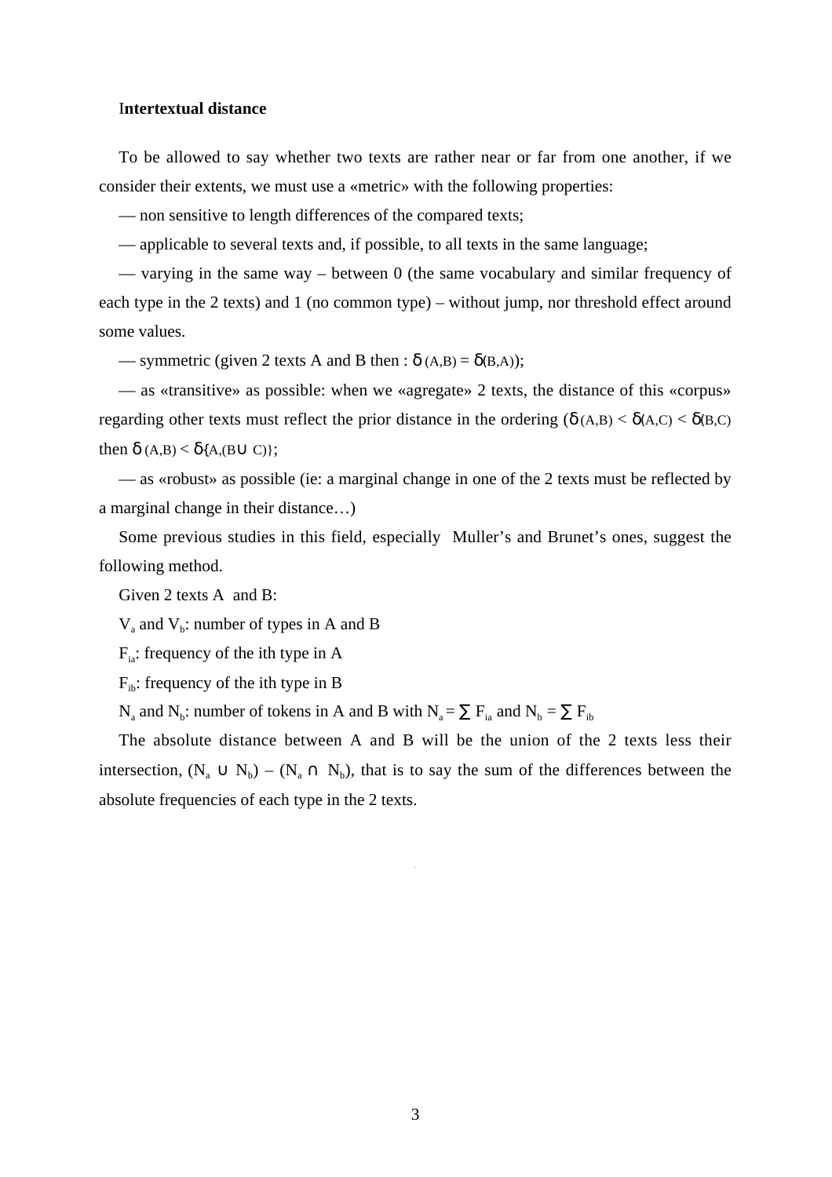## Intertextual distance

To be allowed to say whether two texts are rather near or far from one another, if we consider their extents, we must use a «metric» with the following properties:

— non sensitive to length differences of the compared texts;

— applicable to several texts and, if possible, to all texts in the same language;

— varying in the same way – between 0 (the same vocabulary and similar frequency of each type in the 2 texts) and 1 (no common type) – without jump, nor threshold effect around some values.

— symmetric (given 2 texts A and B then : $\delta_{(A,B)} = \delta_{(B,A)}$);

— as «transitive» as possible: when we «agregate» 2 texts, the distance of this «corpus» regarding other texts must reflect the prior distance in the ordering ($\delta_{(A,B)} < \delta_{(A,C)} < \delta_{(B,C)}$ then $\delta_{(A,B)} < \delta_{\{A,(B \cup C)\}}$;

— as «robust» as possible (ie: a marginal change in one of the 2 texts must be reflected by a marginal change in their distance…)

Some previous studies in this field, especially Muller's and Brunet's ones, suggest the following method.

Given 2 texts A and B:

$V_a$ and $V_b$: number of types in A and B

$F_{ia}$: frequency of the ith type in A

$F_{ib}$: frequency of the ith type in B

$N_a$ and $N_b$: number of tokens in A and B with $N_a = \sum F_{ia}$ and $N_b = \sum F_{ib}$

The absolute distance between A and B will be the union of the 2 texts less their intersection, $(N_a \cup N_b) - (N_a \cap N_b)$, that is to say the sum of the differences between the absolute frequencies of each type in the 2 texts.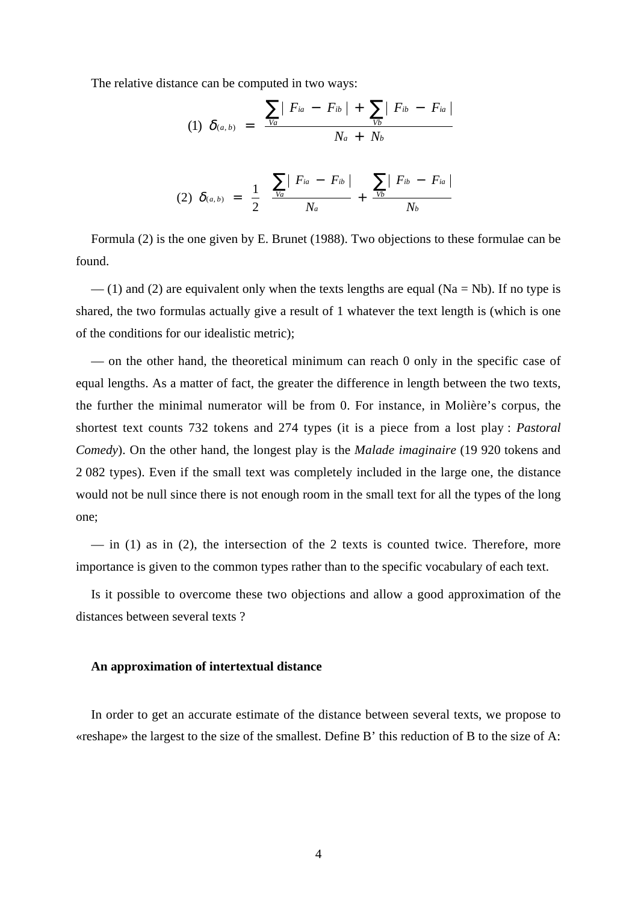The relative distance can be computed in two ways:

$$(1)\ \delta_{(a,b)} = \frac{\sum_{Va} | F_{ia} - F_{ib} | + \sum_{Vb} | F_{ib} - F_{ia} |}{N_a + N_b}$$

$$(2)\ \delta_{(a,b)} = \frac{1}{2}\left( \frac{\sum_{Va} | F_{ia} - F_{ib} |}{N_a} + \frac{\sum_{Vb} | F_{ib} - F_{ia} |}{N_b} \right)$$

Formula (2) is the one given by E. Brunet (1988). Two objections to these formulae can be found.

— (1) and (2) are equivalent only when the texts lengths are equal (Na = Nb). If no type is shared, the two formulas actually give a result of 1 whatever the text length is (which is one of the conditions for our idealistic metric);

— on the other hand, the theoretical minimum can reach 0 only in the specific case of equal lengths. As a matter of fact, the greater the difference in length between the two texts, the further the minimal numerator will be from 0. For instance, in Molière's corpus, the shortest text counts 732 tokens and 274 types (it is a piece from a lost play : *Pastoral Comedy*). On the other hand, the longest play is the *Malade imaginaire* (19 920 tokens and 2 082 types). Even if the small text was completely included in the large one, the distance would not be null since there is not enough room in the small text for all the types of the long one;

— in (1) as in (2), the intersection of the 2 texts is counted twice. Therefore, more importance is given to the common types rather than to the specific vocabulary of each text.

Is it possible to overcome these two objections and allow a good approximation of the distances between several texts ?

**An approximation of intertextual distance**

In order to get an accurate estimate of the distance between several texts, we propose to «reshape» the largest to the size of the smallest. Define B' this reduction of B to the size of A: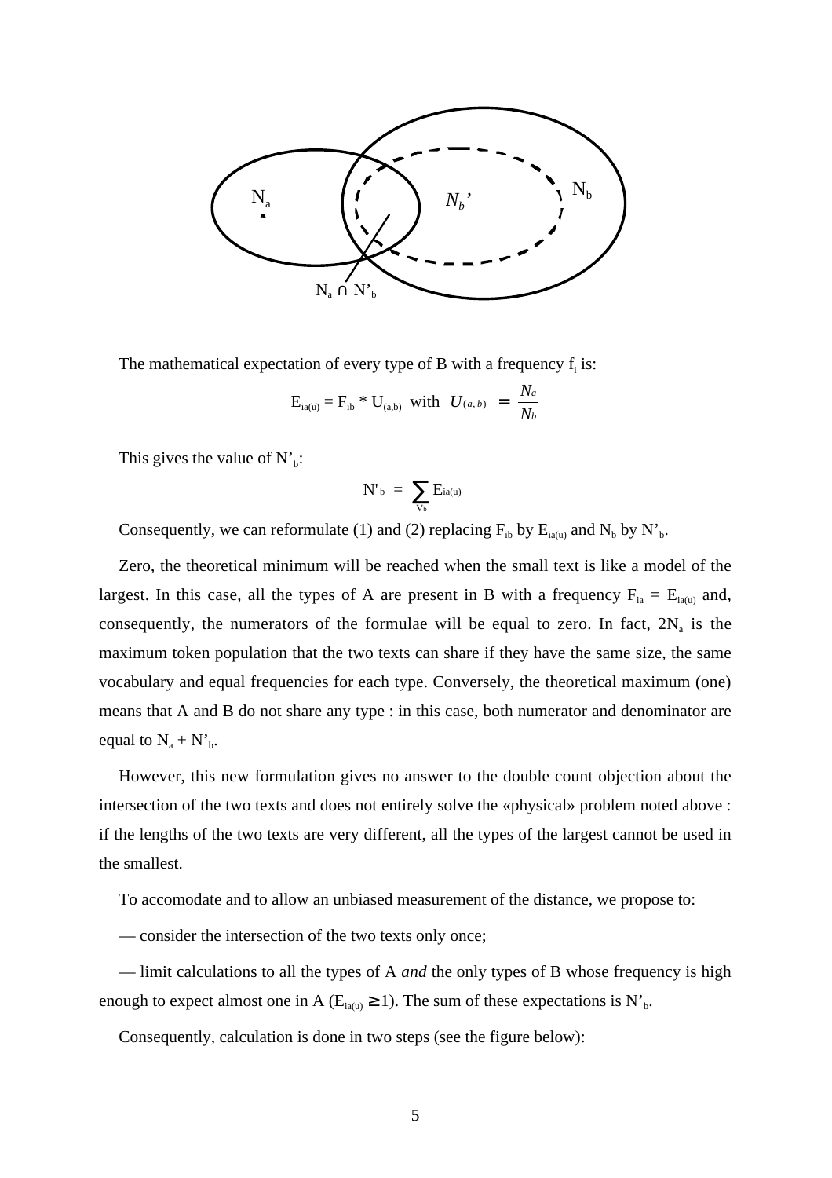The mathematical expectation of every type of B with a frequency $f_i$ is:

$$E_{ia(u)} = F_{ib} * U_{(a,b)} \text{ with } U_{(a,b)} = \frac{N_a}{N_b}$$

This gives the value of $N'_b$:

$$N'_b = \sum_{V_b} E_{ia(u)}$$

Consequently, we can reformulate (1) and (2) replacing $F_{ib}$ by $E_{ia(u)}$ and $N_b$ by $N'_b$.

Zero, the theoretical minimum will be reached when the small text is like a model of the largest. In this case, all the types of A are present in B with a frequency $F_{ia} = E_{ia(u)}$ and, consequently, the numerators of the formulae will be equal to zero. In fact, $2N_a$ is the maximum token population that the two texts can share if they have the same size, the same vocabulary and equal frequencies for each type. Conversely, the theoretical maximum (one) means that A and B do not share any type : in this case, both numerator and denominator are equal to $N_a + N'_b$.

However, this new formulation gives no answer to the double count objection about the intersection of the two texts and does not entirely solve the «physical» problem noted above : if the lengths of the two texts are very different, all the types of the largest cannot be used in the smallest.

To accomodate and to allow an unbiased measurement of the distance, we propose to:

— consider the intersection of the two texts only once;

— limit calculations to all the types of A *and* the only types of B whose frequency is high enough to expect almost one in A ($E_{ia(u)} \geq 1$). The sum of these expectations is $N'_b$.

Consequently, calculation is done in two steps (see the figure below):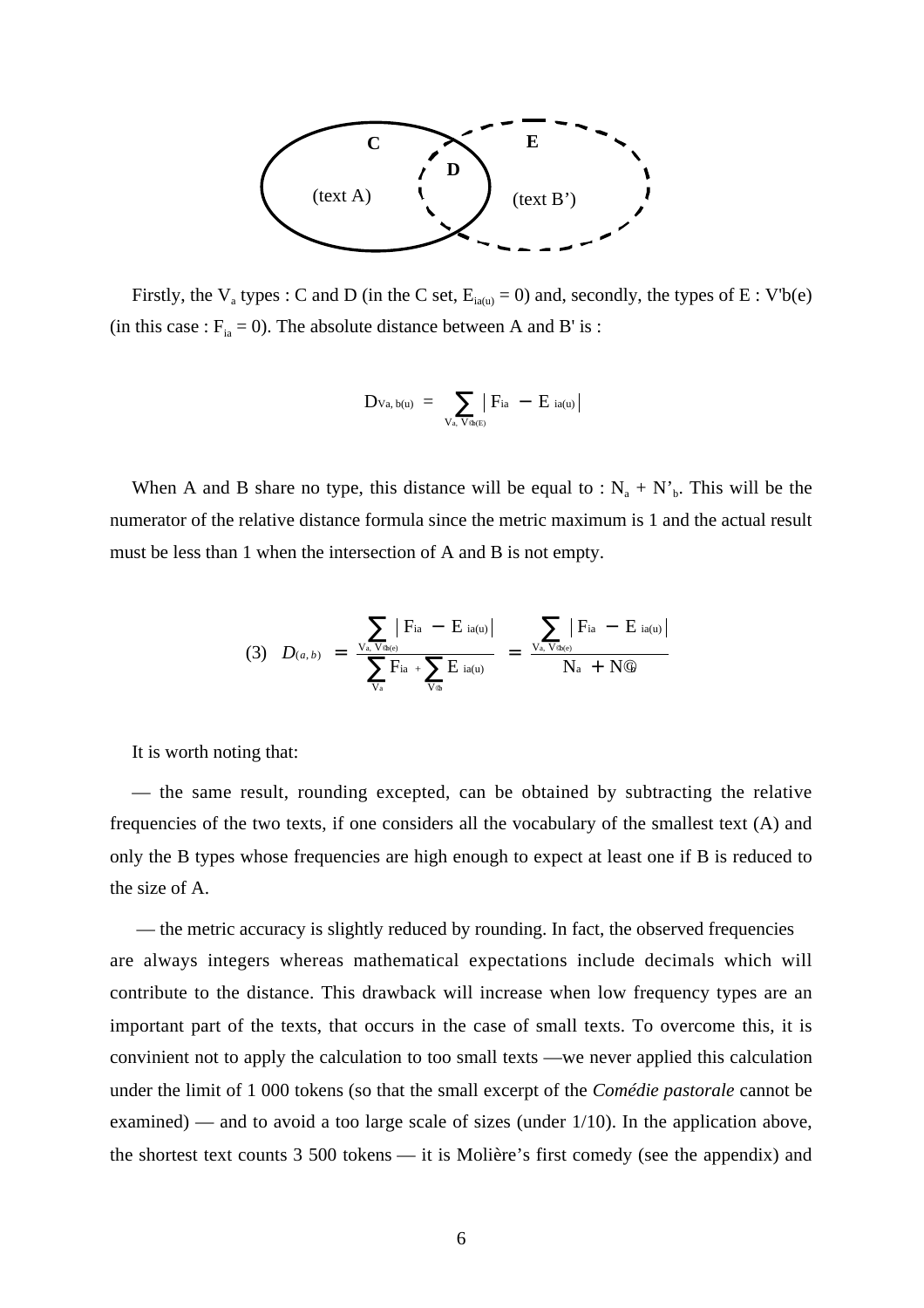C  E  D  (text A)  (text B’)

Firstly, the $V_a$ types : C and D (in the C set, $E_{ia(u)} = 0$) and, secondly, the types of E : V'b(e) (in this case : $F_{ia} = 0$). The absolute distance between A and B' is :

$$D_{Va,\,b(u)} = \sum_{V_a,\,V'_{b(E)}} \left| F_{ia} - E_{ia(u)} \right|$$

When A and B share no type, this distance will be equal to : $N_a + N'_b$. This will be the numerator of the relative distance formula since the metric maximum is 1 and the actual result must be less than 1 when the intersection of A and B is not empty.

$$(3) \quad D_{(a,b)} = \frac{\sum_{V_a,\,V'_{b(e)}} \left| F_{ia} - E_{ia(u)} \right|}{\sum_{V_a} F_{ia} + \sum_{V'_b} E_{ia(u)}} = \frac{\sum_{V_a,\,V'_{b(e)}} \left| F_{ia} - E_{ia(u)} \right|}{N_a + N'_b}$$

It is worth noting that:

— the same result, rounding excepted, can be obtained by subtracting the relative frequencies of the two texts, if one considers all the vocabulary of the smallest text (A) and only the B types whose frequencies are high enough to expect at least one if B is reduced to the size of A.

— the metric accuracy is slightly reduced by rounding. In fact, the observed frequencies are always integers whereas mathematical expectations include decimals which will contribute to the distance. This drawback will increase when low frequency types are an important part of the texts, that occurs in the case of small texts. To overcome this, it is convinient not to apply the calculation to too small texts —we never applied this calculation under the limit of 1 000 tokens (so that the small excerpt of the *Comédie pastorale* cannot be examined) — and to avoid a too large scale of sizes (under 1/10). In the application above, the shortest text counts 3 500 tokens — it is Molière’s first comedy (see the appendix) and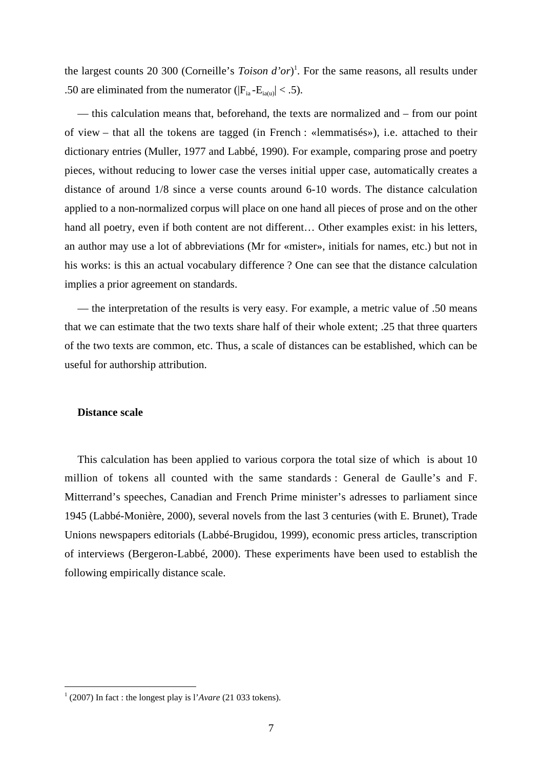the largest counts 20 300 (Corneille's *Toison d'or*)[1]. For the same reasons, all results under .50 are eliminated from the numerator ($|F_{ia} - E_{ia(u)}| < .5$).

— this calculation means that, beforehand, the texts are normalized and – from our point of view – that all the tokens are tagged (in French : «lemmatisés»), i.e. attached to their dictionary entries (Muller, 1977 and Labbé, 1990). For example, comparing prose and poetry pieces, without reducing to lower case the verses initial upper case, automatically creates a distance of around 1/8 since a verse counts around 6-10 words. The distance calculation applied to a non-normalized corpus will place on one hand all pieces of prose and on the other hand all poetry, even if both content are not different… Other examples exist: in his letters, an author may use a lot of abbreviations (Mr for «mister», initials for names, etc.) but not in his works: is this an actual vocabulary difference ? One can see that the distance calculation implies a prior agreement on standards.

— the interpretation of the results is very easy. For example, a metric value of .50 means that we can estimate that the two texts share half of their whole extent; .25 that three quarters of the two texts are common, etc. Thus, a scale of distances can be established, which can be useful for authorship attribution.

**Distance scale**

This calculation has been applied to various corpora the total size of which is about 10 million of tokens all counted with the same standards : General de Gaulle's and F. Mitterrand's speeches, Canadian and French Prime minister's adresses to parliament since 1945 (Labbé-Monière, 2000), several novels from the last 3 centuries (with E. Brunet), Trade Unions newspapers editorials (Labbé-Brugidou, 1999), economic press articles, transcription of interviews (Bergeron-Labbé, 2000). These experiments have been used to establish the following empirically distance scale.

[1] (2007) In fact : the longest play is l'*Avare* (21 033 tokens).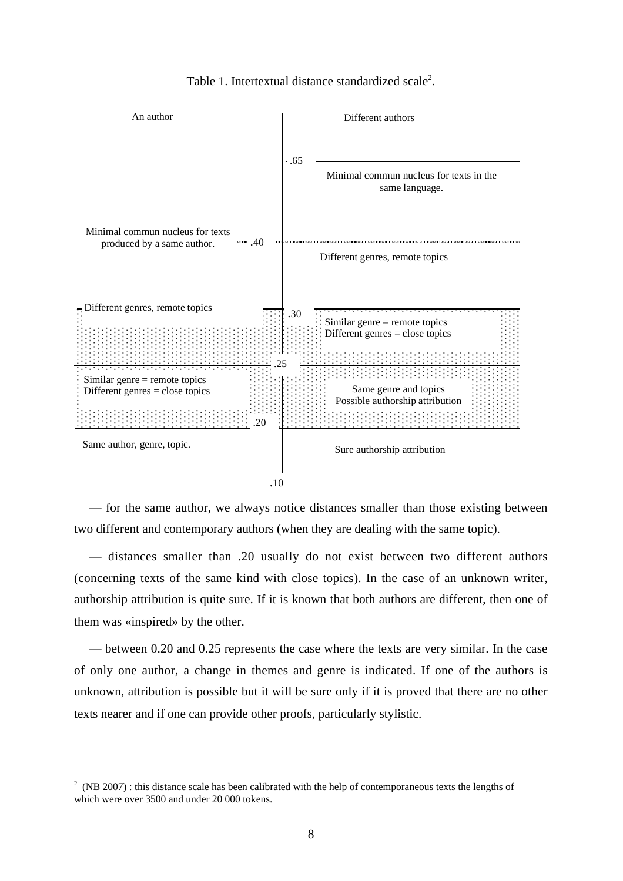Table 1. Intertextual distance standardized scale[2].

| An author | Scale | Different authors |
| --- | --- | --- |
| | .65 | Minimal commun nucleus for texts in the same language. |
| Minimal commun nucleus for texts produced by a same author. | .40 | Different genres, remote topics |
| Different genres, remote topics | .30 | Similar genre = remote topics<br>Different genres = close topics |
| Similar genre = remote topics<br>Different genres = close topics | .25 | Same genre and topics<br>Possible authorship attribution |
| Same author, genre, topic. | .20 | Sure authorship attribution |
| | .10 | |

— for the same author, we always notice distances smaller than those existing between two different and contemporary authors (when they are dealing with the same topic).

— distances smaller than .20 usually do not exist between two different authors (concerning texts of the same kind with close topics). In the case of an unknown writer, authorship attribution is quite sure. If it is known that both authors are different, then one of them was «inspired» by the other.

— between 0.20 and 0.25 represents the case where the texts are very similar. In the case of only one author, a change in themes and genre is indicated. If one of the authors is unknown, attribution is possible but it will be sure only if it is proved that there are no other texts nearer and if one can provide other proofs, particularly stylistic.

---

[2] (NB 2007) : this distance scale has been calibrated with the help of contemporaneous texts the lengths of which were over 3500 and under 20 000 tokens.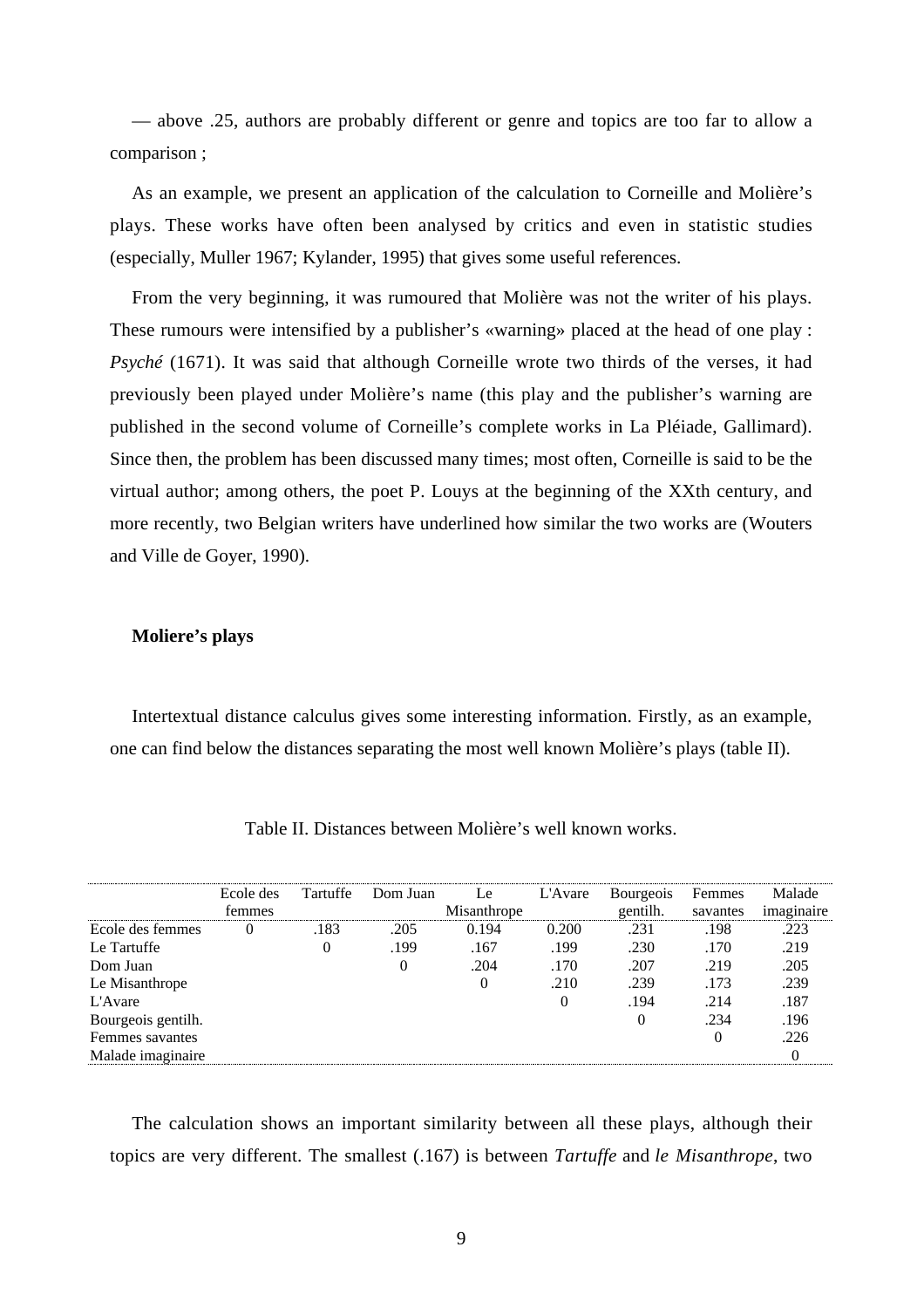— above .25, authors are probably different or genre and topics are too far to allow a comparison ;

As an example, we present an application of the calculation to Corneille and Molière's plays. These works have often been analysed by critics and even in statistic studies (especially, Muller 1967; Kylander, 1995) that gives some useful references.

From the very beginning, it was rumoured that Molière was not the writer of his plays. These rumours were intensified by a publisher's «warning» placed at the head of one play : *Psyché* (1671). It was said that although Corneille wrote two thirds of the verses, it had previously been played under Molière's name (this play and the publisher's warning are published in the second volume of Corneille's complete works in La Pléiade, Gallimard). Since then, the problem has been discussed many times; most often, Corneille is said to be the virtual author; among others, the poet P. Louys at the beginning of the XXth century, and more recently, two Belgian writers have underlined how similar the two works are (Wouters and Ville de Goyer, 1990).

**Moliere's plays**

Intertextual distance calculus gives some interesting information. Firstly, as an example, one can find below the distances separating the most well known Molière's plays (table II).

Table II. Distances between Molière's well known works.

| | Ecole des femmes | Tartuffe | Dom Juan | Le Misanthrope | L'Avare | Bourgeois gentilh. | Femmes savantes | Malade imaginaire |
|---|---|---|---|---|---|---|---|---|
| Ecole des femmes | 0 | .183 | .205 | 0.194 | 0.200 | .231 | .198 | .223 |
| Le Tartuffe | | 0 | .199 | .167 | .199 | .230 | .170 | .219 |
| Dom Juan | | | 0 | .204 | .170 | .207 | .219 | .205 |
| Le Misanthrope | | | | 0 | .210 | .239 | .173 | .239 |
| L'Avare | | | | | 0 | .194 | .214 | .187 |
| Bourgeois gentilh. | | | | | | 0 | .234 | .196 |
| Femmes savantes | | | | | | | 0 | .226 |
| Malade imaginaire | | | | | | | | 0 |

The calculation shows an important similarity between all these plays, although their topics are very different. The smallest (.167) is between *Tartuffe* and *le Misanthrope*, two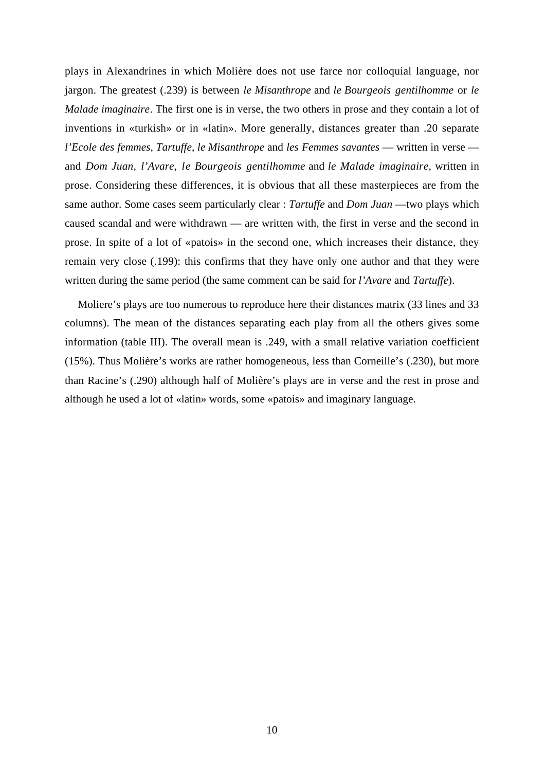plays in Alexandrines in which Molière does not use farce nor colloquial language, nor jargon. The greatest (.239) is between *le Misanthrope* and *le Bourgeois gentilhomme* or *le Malade imaginaire*. The first one is in verse, the two others in prose and they contain a lot of inventions in «turkish» or in «latin». More generally, distances greater than .20 separate *l'Ecole des femmes*, *Tartuffe*, *le Misanthrope* and *les Femmes savantes* — written in verse — and *Dom Juan*, *l'Avare*, *le Bourgeois gentilhomme* and *le Malade imaginaire*, written in prose. Considering these differences, it is obvious that all these masterpieces are from the same author. Some cases seem particularly clear : *Tartuffe* and *Dom Juan* —two plays which caused scandal and were withdrawn — are written with, the first in verse and the second in prose. In spite of a lot of «patois» in the second one, which increases their distance, they remain very close (.199): this confirms that they have only one author and that they were written during the same period (the same comment can be said for *l'Avare* and *Tartuffe*).

Moliere's plays are too numerous to reproduce here their distances matrix (33 lines and 33 columns). The mean of the distances separating each play from all the others gives some information (table III). The overall mean is .249, with a small relative variation coefficient (15%). Thus Molière's works are rather homogeneous, less than Corneille's (.230), but more than Racine's (.290) although half of Molière's plays are in verse and the rest in prose and although he used a lot of «latin» words, some «patois» and imaginary language.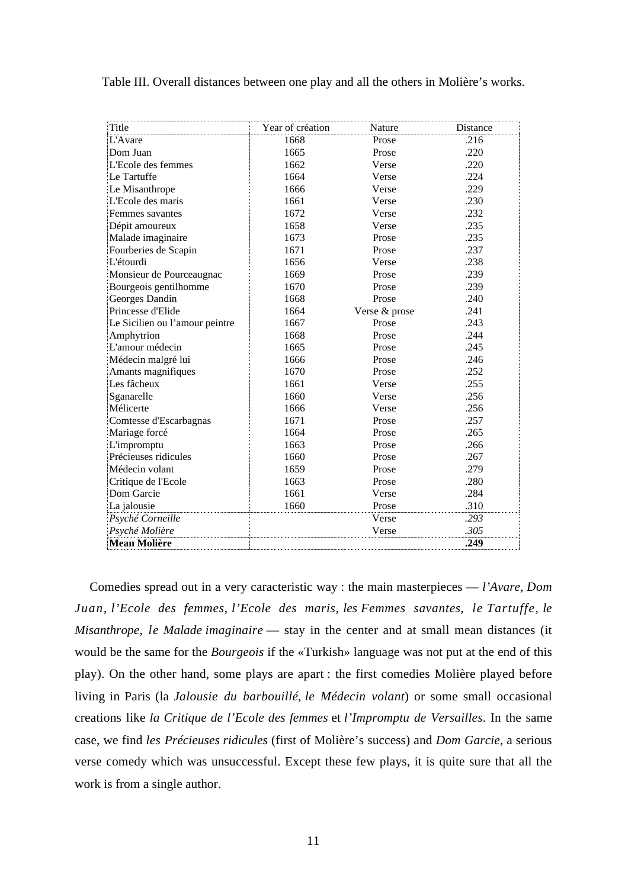Table III. Overall distances between one play and all the others in Molière's works.

| Title | Year of création | Nature | Distance |
|---|---|---|---|
| L'Avare | 1668 | Prose | .216 |
| Dom Juan | 1665 | Prose | .220 |
| L'Ecole des femmes | 1662 | Verse | .220 |
| Le Tartuffe | 1664 | Verse | .224 |
| Le Misanthrope | 1666 | Verse | .229 |
| L'Ecole des maris | 1661 | Verse | .230 |
| Femmes savantes | 1672 | Verse | .232 |
| Dépit amoureux | 1658 | Verse | .235 |
| Malade imaginaire | 1673 | Prose | .235 |
| Fourberies de Scapin | 1671 | Prose | .237 |
| L'étourdi | 1656 | Verse | .238 |
| Monsieur de Pourceaugnac | 1669 | Prose | .239 |
| Bourgeois gentilhomme | 1670 | Prose | .239 |
| Georges Dandin | 1668 | Prose | .240 |
| Princesse d'Elide | 1664 | Verse & prose | .241 |
| Le Sicilien ou l'amour peintre | 1667 | Prose | .243 |
| Amphytrion | 1668 | Prose | .244 |
| L'amour médecin | 1665 | Prose | .245 |
| Médecin malgré lui | 1666 | Prose | .246 |
| Amants magnifiques | 1670 | Prose | .252 |
| Les fâcheux | 1661 | Verse | .255 |
| Sganarelle | 1660 | Verse | .256 |
| Mélicerte | 1666 | Verse | .256 |
| Comtesse d'Escarbagnas | 1671 | Prose | .257 |
| Mariage forcé | 1664 | Prose | .265 |
| L'impromptu | 1663 | Prose | .266 |
| Précieuses ridicules | 1660 | Prose | .267 |
| Médecin volant | 1659 | Prose | .279 |
| Critique de l'Ecole | 1663 | Prose | .280 |
| Dom Garcie | 1661 | Verse | .284 |
| La jalousie | 1660 | Prose | .310 |
| *Psyché Corneille* | | Verse | *.293* |
| *Psyché Molière* | | Verse | *.305* |
| **Mean Molière** | | | **.249** |

Comedies spread out in a very caracteristic way : the main masterpieces — *l'Avare*, *Dom Juan*, *l'Ecole des femmes*, *l'Ecole des maris*, *les Femmes savantes*, *le Tartuffe*, *le Misanthrope*, *le Malade imaginaire* — stay in the center and at small mean distances (it would be the same for the *Bourgeois* if the «Turkish» language was not put at the end of this play). On the other hand, some plays are apart : the first comedies Molière played before living in Paris (la *Jalousie du barbouillé*, *le Médecin volant*) or some small occasional creations like *la Critique de l'Ecole des femmes* et *l'Impromptu de Versailles*. In the same case, we find *les Précieuses ridicules* (first of Molière's success) and *Dom Garcie*, a serious verse comedy which was unsuccessful. Except these few plays, it is quite sure that all the work is from a single author.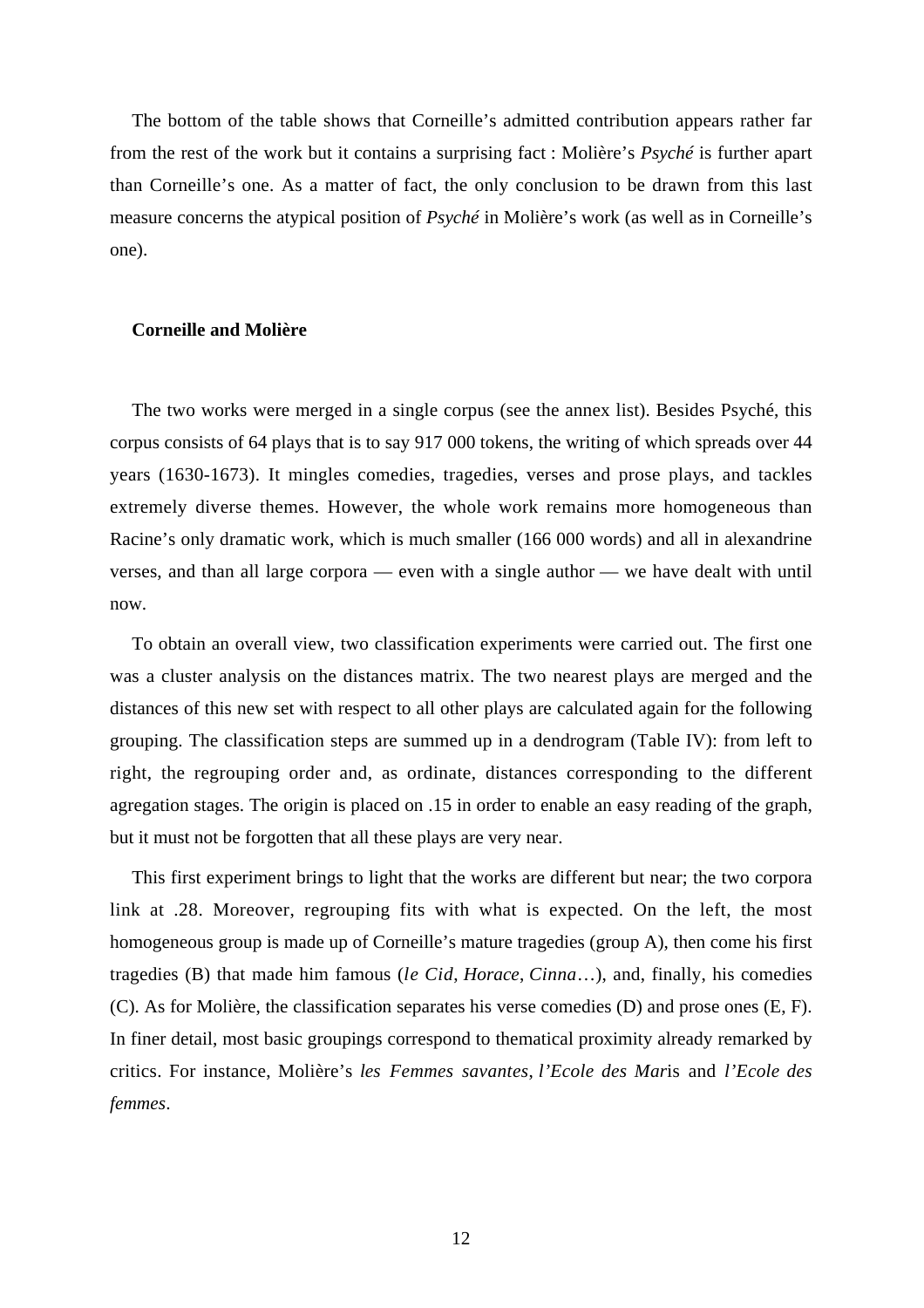The bottom of the table shows that Corneille's admitted contribution appears rather far from the rest of the work but it contains a surprising fact : Molière's *Psyché* is further apart than Corneille's one. As a matter of fact, the only conclusion to be drawn from this last measure concerns the atypical position of *Psyché* in Molière's work (as well as in Corneille's one).

**Corneille and Molière**

The two works were merged in a single corpus (see the annex list). Besides Psyché, this corpus consists of 64 plays that is to say 917 000 tokens, the writing of which spreads over 44 years (1630-1673). It mingles comedies, tragedies, verses and prose plays, and tackles extremely diverse themes. However, the whole work remains more homogeneous than Racine's only dramatic work, which is much smaller (166 000 words) and all in alexandrine verses, and than all large corpora — even with a single author — we have dealt with until now.

To obtain an overall view, two classification experiments were carried out. The first one was a cluster analysis on the distances matrix. The two nearest plays are merged and the distances of this new set with respect to all other plays are calculated again for the following grouping. The classification steps are summed up in a dendrogram (Table IV): from left to right, the regrouping order and, as ordinate, distances corresponding to the different agregation stages. The origin is placed on .15 in order to enable an easy reading of the graph, but it must not be forgotten that all these plays are very near.

This first experiment brings to light that the works are different but near; the two corpora link at .28. Moreover, regrouping fits with what is expected. On the left, the most homogeneous group is made up of Corneille's mature tragedies (group A), then come his first tragedies (B) that made him famous (*le Cid*, *Horace*, *Cinna*…), and, finally, his comedies (C). As for Molière, the classification separates his verse comedies (D) and prose ones (E, F). In finer detail, most basic groupings correspond to thematical proximity already remarked by critics. For instance, Molière's *les Femmes savantes*, *l'Ecole des Mar*is and *l'Ecole des femmes*.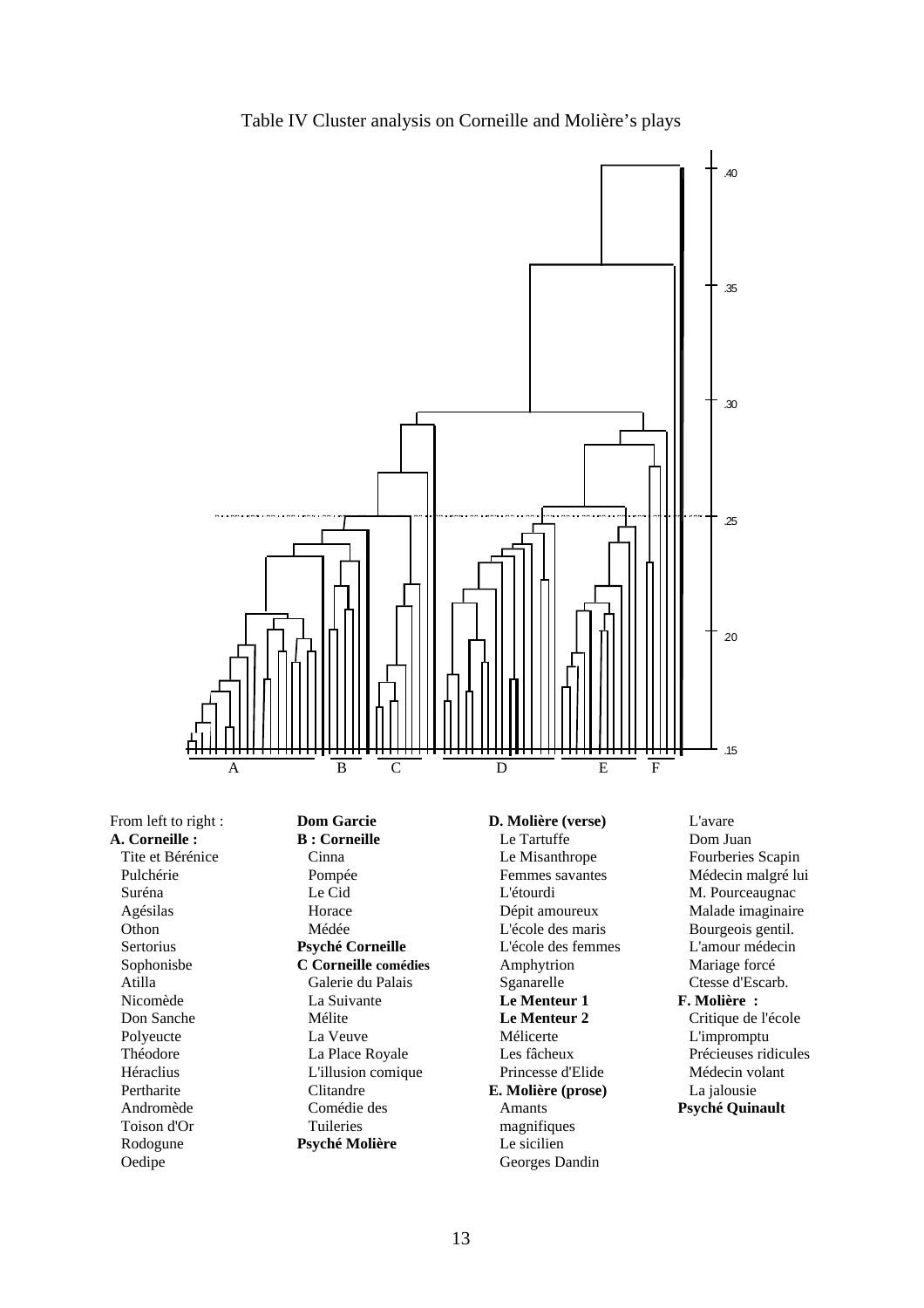Table IV Cluster analysis on Corneille and Molière's plays

From left to right :

**A. Corneille :**
Tite et Bérénice
Pulchérie
Suréna
Agésilas
Othon
Sertorius
Sophonisbe
Atilla
Nicomède
Don Sanche
Polyeucte
Théodore
Héraclius
Pertharite
Andromède
Toison d'Or
Rodogune
Oedipe

**Dom Garcie**

**B : Corneille**
Cinna
Pompée
Le Cid
Horace
Médée

**Psyché Corneille**

**C Corneille comédies**
Galerie du Palais
La Suivante
Mélite
La Veuve
La Place Royale
L'illusion comique
Clitandre
Comédie des Tuileries

**Psyché Molière**

**D. Molière (verse)**
Le Tartuffe
Le Misanthrope
Femmes savantes
L'étourdi
Dépit amoureux
L'école des maris
L'école des femmes
Amphytrion
Sganarelle
**Le Menteur 1**
**Le Menteur 2**
Mélicerte
Les fâcheux
Princesse d'Elide

**E. Molière (prose)**
Amants magnifiques
Le sicilien
Georges Dandin
L'avare
Dom Juan
Fourberies Scapin
Médecin malgré lui
M. Pourceaugnac
Malade imaginaire
Bourgeois gentil.
L'amour médecin
Mariage forcé
Ctesse d'Escarb.

**F. Molière :**
Critique de l'école
L'impromptu
Précieuses ridicules
Médecin volant
La jalousie

**Psyché Quinault**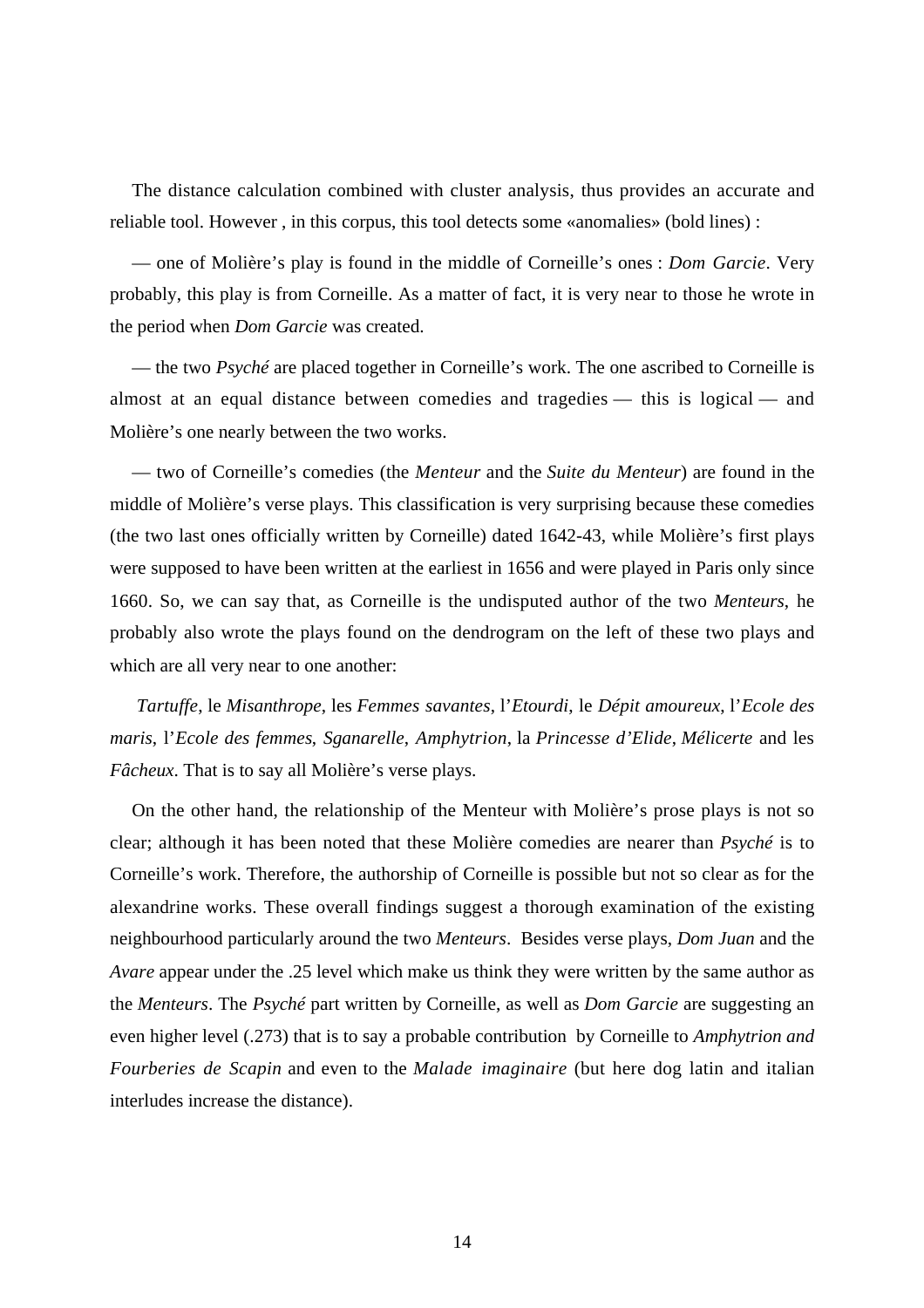The distance calculation combined with cluster analysis, thus provides an accurate and reliable tool. However , in this corpus, this tool detects some «anomalies» (bold lines) :

— one of Molière's play is found in the middle of Corneille's ones : *Dom Garcie*. Very probably, this play is from Corneille. As a matter of fact, it is very near to those he wrote in the period when *Dom Garcie* was created.

— the two *Psyché* are placed together in Corneille's work. The one ascribed to Corneille is almost at an equal distance between comedies and tragedies — this is logical — and Molière's one nearly between the two works.

— two of Corneille's comedies (the *Menteur* and the *Suite du Menteur*) are found in the middle of Molière's verse plays. This classification is very surprising because these comedies (the two last ones officially written by Corneille) dated 1642-43, while Molière's first plays were supposed to have been written at the earliest in 1656 and were played in Paris only since 1660. So, we can say that, as Corneille is the undisputed author of the two *Menteurs*, he probably also wrote the plays found on the dendrogram on the left of these two plays and which are all very near to one another:

*Tartuffe*, le *Misanthrope*, les *Femmes savantes*, l'*Etourdi*, le *Dépit amoureux*, l'*Ecole des maris*, l'*Ecole des femmes*, *Sganarelle*, *Amphytrion*, la *Princesse d'Elide*, *Mélicerte* and les *Fâcheux*. That is to say all Molière's verse plays.

On the other hand, the relationship of the Menteur with Molière's prose plays is not so clear; although it has been noted that these Molière comedies are nearer than *Psyché* is to Corneille's work. Therefore, the authorship of Corneille is possible but not so clear as for the alexandrine works. These overall findings suggest a thorough examination of the existing neighbourhood particularly around the two *Menteurs*. Besides verse plays, *Dom Juan* and the *Avare* appear under the .25 level which make us think they were written by the same author as the *Menteurs*. The *Psyché* part written by Corneille, as well as *Dom Garcie* are suggesting an even higher level (.273) that is to say a probable contribution by Corneille to *Amphytrion and Fourberies de Scapin* and even to the *Malade imaginaire* (but here dog latin and italian interludes increase the distance).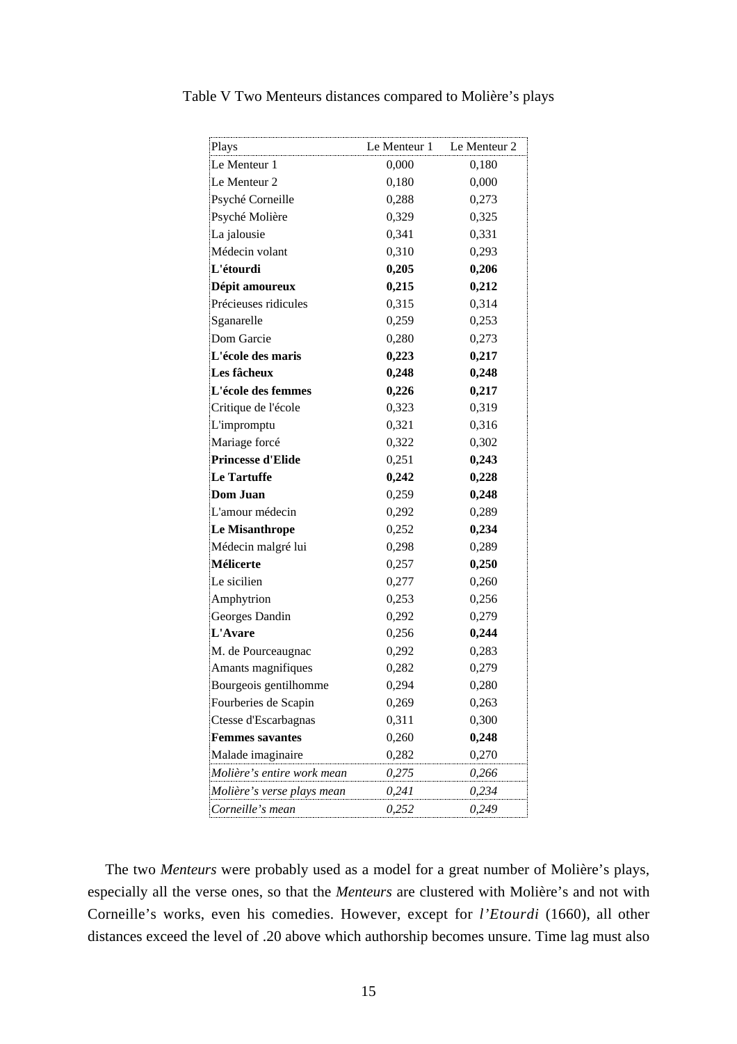Table V Two Menteurs distances compared to Molière's plays

| Plays | Le Menteur 1 | Le Menteur 2 |
|---|---|---|
| Le Menteur 1 | 0,000 | 0,180 |
| Le Menteur 2 | 0,180 | 0,000 |
| Psyché Corneille | 0,288 | 0,273 |
| Psyché Molière | 0,329 | 0,325 |
| La jalousie | 0,341 | 0,331 |
| Médecin volant | 0,310 | 0,293 |
| **L'étourdi** | **0,205** | **0,206** |
| **Dépit amoureux** | **0,215** | **0,212** |
| Précieuses ridicules | 0,315 | 0,314 |
| Sganarelle | 0,259 | 0,253 |
| Dom Garcie | 0,280 | 0,273 |
| **L'école des maris** | **0,223** | **0,217** |
| **Les fâcheux** | **0,248** | **0,248** |
| **L'école des femmes** | **0,226** | **0,217** |
| Critique de l'école | 0,323 | 0,319 |
| L'impromptu | 0,321 | 0,316 |
| Mariage forcé | 0,322 | 0,302 |
| **Princesse d'Elide** | 0,251 | **0,243** |
| **Le Tartuffe** | **0,242** | **0,228** |
| **Dom Juan** | 0,259 | **0,248** |
| L'amour médecin | 0,292 | 0,289 |
| **Le Misanthrope** | 0,252 | **0,234** |
| Médecin malgré lui | 0,298 | 0,289 |
| **Mélicerte** | 0,257 | **0,250** |
| Le sicilien | 0,277 | 0,260 |
| Amphytrion | 0,253 | 0,256 |
| Georges Dandin | 0,292 | 0,279 |
| **L'Avare** | 0,256 | **0,244** |
| M. de Pourceaugnac | 0,292 | 0,283 |
| Amants magnifiques | 0,282 | 0,279 |
| Bourgeois gentilhomme | 0,294 | 0,280 |
| Fourberies de Scapin | 0,269 | 0,263 |
| Ctesse d'Escarbagnas | 0,311 | 0,300 |
| **Femmes savantes** | 0,260 | **0,248** |
| Malade imaginaire | 0,282 | 0,270 |
| *Molière's entire work mean* | *0,275* | *0,266* |
| *Molière's verse plays mean* | *0,241* | *0,234* |
| *Corneille's mean* | *0,252* | *0,249* |

The two *Menteurs* were probably used as a model for a great number of Molière's plays, especially all the verse ones, so that the *Menteurs* are clustered with Molière's and not with Corneille's works, even his comedies. However, except for *l'Etourdi* (1660), all other distances exceed the level of .20 above which authorship becomes unsure. Time lag must also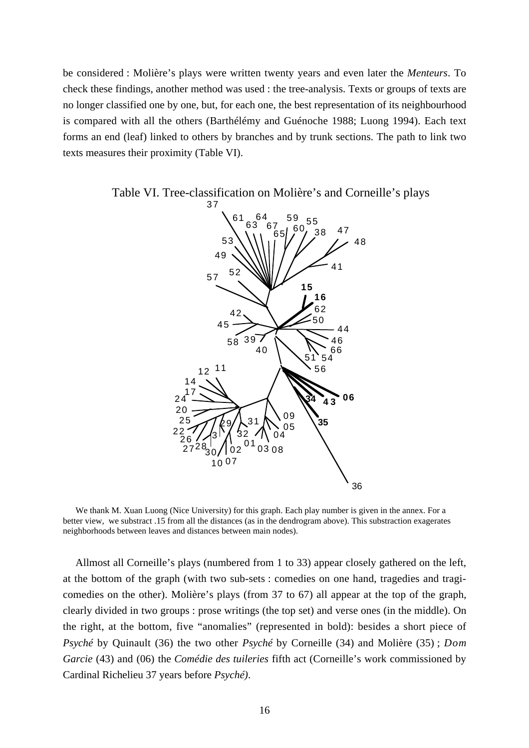be considered : Molière's plays were written twenty years and even later the *Menteurs*. To check these findings, another method was used : the tree-analysis. Texts or groups of texts are no longer classified one by one, but, for each one, the best representation of its neighbourhood is compared with all the others (Barthélémy and Guénoche 1988; Luong 1994). Each text forms an end (leaf) linked to others by branches and by trunk sections. The path to link two texts measures their proximity (Table VI).

Table VI. Tree-classification on Molière's and Corneille's plays

We thank M. Xuan Luong (Nice University) for this graph. Each play number is given in the annex. For a better view, we substract .15 from all the distances (as in the dendrogram above). This substraction exagerates neighborhoods between leaves and distances between main nodes).

Allmost all Corneille's plays (numbered from 1 to 33) appear closely gathered on the left, at the bottom of the graph (with two sub-sets : comedies on one hand, tragedies and tragi-comedies on the other). Molière's plays (from 37 to 67) all appear at the top of the graph, clearly divided in two groups : prose writings (the top set) and verse ones (in the middle). On the right, at the bottom, five "anomalies" (represented in bold): besides a short piece of *Psyché* by Quinault (36) the two other *Psyché* by Corneille (34) and Molière (35) ; *Dom Garcie* (43) and (06) the *Comédie des tuileries* fifth act (Corneille's work commissioned by Cardinal Richelieu 37 years before *Psyché)*.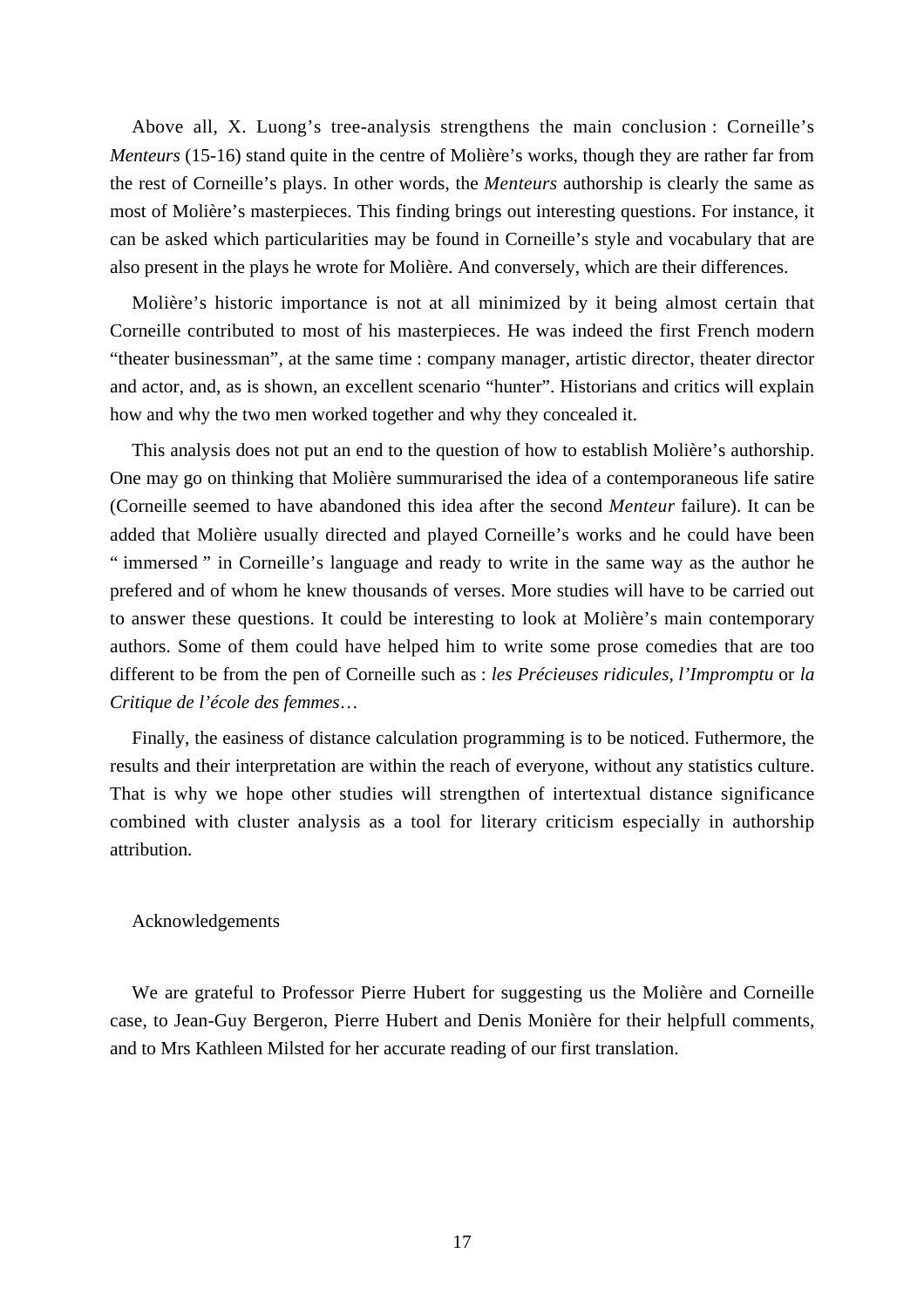Above all, X. Luong's tree-analysis strengthens the main conclusion : Corneille's *Menteurs* (15-16) stand quite in the centre of Molière's works, though they are rather far from the rest of Corneille's plays. In other words, the *Menteurs* authorship is clearly the same as most of Molière's masterpieces. This finding brings out interesting questions. For instance, it can be asked which particularities may be found in Corneille's style and vocabulary that are also present in the plays he wrote for Molière. And conversely, which are their differences.

Molière's historic importance is not at all minimized by it being almost certain that Corneille contributed to most of his masterpieces. He was indeed the first French modern "theater businessman", at the same time : company manager, artistic director, theater director and actor, and, as is shown, an excellent scenario "hunter". Historians and critics will explain how and why the two men worked together and why they concealed it.

This analysis does not put an end to the question of how to establish Molière's authorship. One may go on thinking that Molière summurarised the idea of a contemporaneous life satire (Corneille seemed to have abandoned this idea after the second *Menteur* failure). It can be added that Molière usually directed and played Corneille's works and he could have been " immersed " in Corneille's language and ready to write in the same way as the author he prefered and of whom he knew thousands of verses. More studies will have to be carried out to answer these questions. It could be interesting to look at Molière's main contemporary authors. Some of them could have helped him to write some prose comedies that are too different to be from the pen of Corneille such as : *les Précieuses ridicules*, *l'Impromptu* or *la Critique de l'école des femmes*…

Finally, the easiness of distance calculation programming is to be noticed. Futhermore, the results and their interpretation are within the reach of everyone, without any statistics culture. That is why we hope other studies will strengthen of intertextual distance significance combined with cluster analysis as a tool for literary criticism especially in authorship attribution.

Acknowledgements

We are grateful to Professor Pierre Hubert for suggesting us the Molière and Corneille case, to Jean-Guy Bergeron, Pierre Hubert and Denis Monière for their helpfull comments, and to Mrs Kathleen Milsted for her accurate reading of our first translation.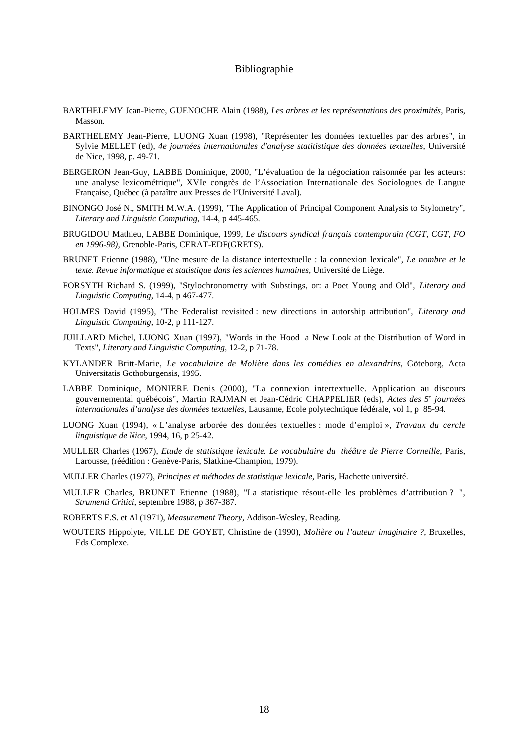# Bibliographie

BARTHELEMY Jean-Pierre, GUENOCHE Alain (1988), *Les arbres et les représentations des proximités*, Paris, Masson.

BARTHELEMY Jean-Pierre, LUONG Xuan (1998), "Représenter les données textuelles par des arbres", in Sylvie MELLET (ed), *4e journées internationales d'analyse statitistique des données textuelles*, Université de Nice, 1998, p. 49-71.

BERGERON Jean-Guy, LABBE Dominique, 2000, "L'évaluation de la négociation raisonnée par les acteurs: une analyse lexicométrique", XVIe congrès de l'Association Internationale des Sociologues de Langue Française, Québec (à paraître aux Presses de l'Université Laval).

BINONGO José N., SMITH M.W.A. (1999), "The Application of Principal Component Analysis to Stylometry", *Literary and Linguistic Computing*, 14-4, p 445-465.

BRUGIDOU Mathieu, LABBE Dominique, 1999, *Le discours syndical français contemporain (CGT, CGT, FO en 1996-98)*, Grenoble-Paris, CERAT-EDF(GRETS).

BRUNET Etienne (1988), "Une mesure de la distance intertextuelle : la connexion lexicale", *Le nombre et le texte. Revue informatique et statistique dans les sciences humaines*, Université de Liège.

FORSYTH Richard S. (1999), "Stylochronometry with Substings, or: a Poet Young and Old", *Literary and Linguistic Computing*, 14-4, p 467-477.

HOLMES David (1995), "The Federalist revisited : new directions in autorship attribution", *Literary and Linguistic Computing*, 10-2, p 111-127.

JUILLARD Michel, LUONG Xuan (1997), "Words in the Hood  a New Look at the Distribution of Word in Texts", *Literary and Linguistic Computing*, 12-2, p 71-78.

KYLANDER Britt-Marie, *Le vocabulaire de Molière dans les comédies en alexandrins*, Göteborg, Acta Universitatis Gothoburgensis, 1995.

LABBE Dominique, MONIERE Denis (2000), "La connexion intertextuelle. Application au discours gouvernemental québécois", Martin RAJMAN et Jean-Cédric CHAPPELIER (eds), *Actes des 5e journées internationales d'analyse des données textuelles*, Lausanne, Ecole polytechnique fédérale, vol 1, p  85-94.

LUONG Xuan (1994), « L'analyse arborée des données textuelles : mode d'emploi », *Travaux du cercle linguistique de Nice*, 1994, 16, p 25-42.

MULLER Charles (1967), *Etude de statistique lexicale. Le vocabulaire du  théâtre de Pierre Corneille*, Paris, Larousse, (réédition : Genève-Paris, Slatkine-Champion, 1979).

MULLER Charles (1977), *Principes et méthodes de statistique lexicale*, Paris, Hachette université.

MULLER Charles, BRUNET Etienne (1988), "La statistique résout-elle les problèmes d'attribution ? ", *Strumenti Critici*, septembre 1988, p 367-387.

ROBERTS F.S. et Al (1971), *Measurement Theory*, Addison-Wesley, Reading.

WOUTERS Hippolyte, VILLE DE GOYET, Christine de (1990), *Molière ou l'auteur imaginaire ?*, Bruxelles, Eds Complexe.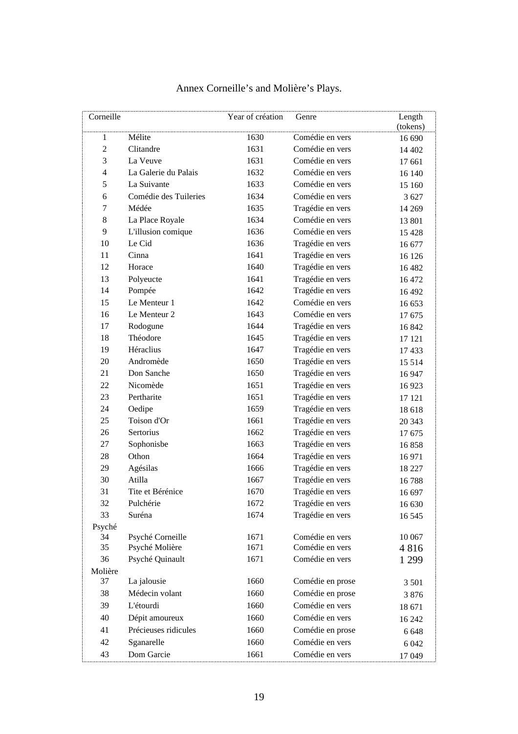Annex Corneille's and Molière's Plays.

| Corneille | | Year of création | Genre | Length (tokens) |
|---|---|---|---|---|
| 1 | Mélite | 1630 | Comédie en vers | 16 690 |
| 2 | Clitandre | 1631 | Comédie en vers | 14 402 |
| 3 | La Veuve | 1631 | Comédie en vers | 17 661 |
| 4 | La Galerie du Palais | 1632 | Comédie en vers | 16 140 |
| 5 | La Suivante | 1633 | Comédie en vers | 15 160 |
| 6 | Comédie des Tuileries | 1634 | Comédie en vers | 3 627 |
| 7 | Médée | 1635 | Tragédie en vers | 14 269 |
| 8 | La Place Royale | 1634 | Comédie en vers | 13 801 |
| 9 | L'illusion comique | 1636 | Comédie en vers | 15 428 |
| 10 | Le Cid | 1636 | Tragédie en vers | 16 677 |
| 11 | Cinna | 1641 | Tragédie en vers | 16 126 |
| 12 | Horace | 1640 | Tragédie en vers | 16 482 |
| 13 | Polyeucte | 1641 | Tragédie en vers | 16 472 |
| 14 | Pompée | 1642 | Tragédie en vers | 16 492 |
| 15 | Le Menteur 1 | 1642 | Comédie en vers | 16 653 |
| 16 | Le Menteur 2 | 1643 | Comédie en vers | 17 675 |
| 17 | Rodogune | 1644 | Tragédie en vers | 16 842 |
| 18 | Théodore | 1645 | Tragédie en vers | 17 121 |
| 19 | Héraclius | 1647 | Tragédie en vers | 17 433 |
| 20 | Andromède | 1650 | Tragédie en vers | 15 514 |
| 21 | Don Sanche | 1650 | Tragédie en vers | 16 947 |
| 22 | Nicomède | 1651 | Tragédie en vers | 16 923 |
| 23 | Pertharite | 1651 | Tragédie en vers | 17 121 |
| 24 | Oedipe | 1659 | Tragédie en vers | 18 618 |
| 25 | Toison d'Or | 1661 | Tragédie en vers | 20 343 |
| 26 | Sertorius | 1662 | Tragédie en vers | 17 675 |
| 27 | Sophonisbe | 1663 | Tragédie en vers | 16 858 |
| 28 | Othon | 1664 | Tragédie en vers | 16 971 |
| 29 | Agésilas | 1666 | Tragédie en vers | 18 227 |
| 30 | Atilla | 1667 | Tragédie en vers | 16 788 |
| 31 | Tite et Bérénice | 1670 | Tragédie en vers | 16 697 |
| 32 | Pulchérie | 1672 | Tragédie en vers | 16 630 |
| 33 | Suréna | 1674 | Tragédie en vers | 16 545 |
| Psyché | | | | |
| 34 | Psyché Corneille | 1671 | Comédie en vers | 10 067 |
| 35 | Psyché Molière | 1671 | Comédie en vers | 4 816 |
| 36 | Psyché Quinault | 1671 | Comédie en vers | 1 299 |
| Molière | | | | |
| 37 | La jalousie | 1660 | Comédie en prose | 3 501 |
| 38 | Médecin volant | 1660 | Comédie en prose | 3 876 |
| 39 | L'étourdi | 1660 | Comédie en vers | 18 671 |
| 40 | Dépit amoureux | 1660 | Comédie en vers | 16 242 |
| 41 | Précieuses ridicules | 1660 | Comédie en prose | 6 648 |
| 42 | Sganarelle | 1660 | Comédie en vers | 6 042 |
| 43 | Dom Garcie | 1661 | Comédie en vers | 17 049 |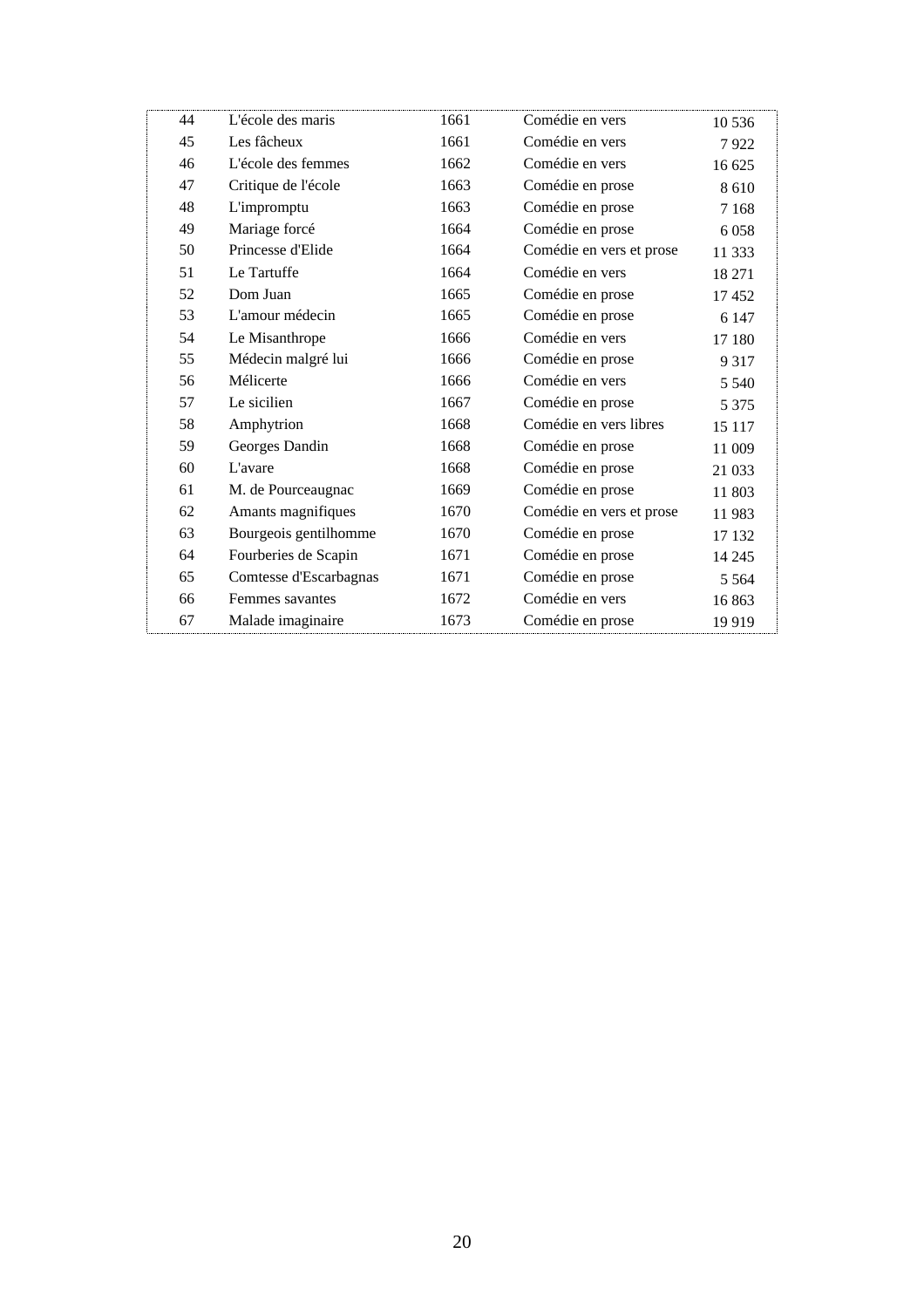| | | | | |
|---|---|---|---|---|
| 44 | L'école des maris | 1661 | Comédie en vers | 10 536 |
| 45 | Les fâcheux | 1661 | Comédie en vers | 7 922 |
| 46 | L'école des femmes | 1662 | Comédie en vers | 16 625 |
| 47 | Critique de l'école | 1663 | Comédie en prose | 8 610 |
| 48 | L'impromptu | 1663 | Comédie en prose | 7 168 |
| 49 | Mariage forcé | 1664 | Comédie en prose | 6 058 |
| 50 | Princesse d'Elide | 1664 | Comédie en vers et prose | 11 333 |
| 51 | Le Tartuffe | 1664 | Comédie en vers | 18 271 |
| 52 | Dom Juan | 1665 | Comédie en prose | 17 452 |
| 53 | L'amour médecin | 1665 | Comédie en prose | 6 147 |
| 54 | Le Misanthrope | 1666 | Comédie en vers | 17 180 |
| 55 | Médecin malgré lui | 1666 | Comédie en prose | 9 317 |
| 56 | Mélicerte | 1666 | Comédie en vers | 5 540 |
| 57 | Le sicilien | 1667 | Comédie en prose | 5 375 |
| 58 | Amphytrion | 1668 | Comédie en vers libres | 15 117 |
| 59 | Georges Dandin | 1668 | Comédie en prose | 11 009 |
| 60 | L'avare | 1668 | Comédie en prose | 21 033 |
| 61 | M. de Pourceaugnac | 1669 | Comédie en prose | 11 803 |
| 62 | Amants magnifiques | 1670 | Comédie en vers et prose | 11 983 |
| 63 | Bourgeois gentilhomme | 1670 | Comédie en prose | 17 132 |
| 64 | Fourberies de Scapin | 1671 | Comédie en prose | 14 245 |
| 65 | Comtesse d'Escarbagnas | 1671 | Comédie en prose | 5 564 |
| 66 | Femmes savantes | 1672 | Comédie en vers | 16 863 |
| 67 | Malade imaginaire | 1673 | Comédie en prose | 19 919 |